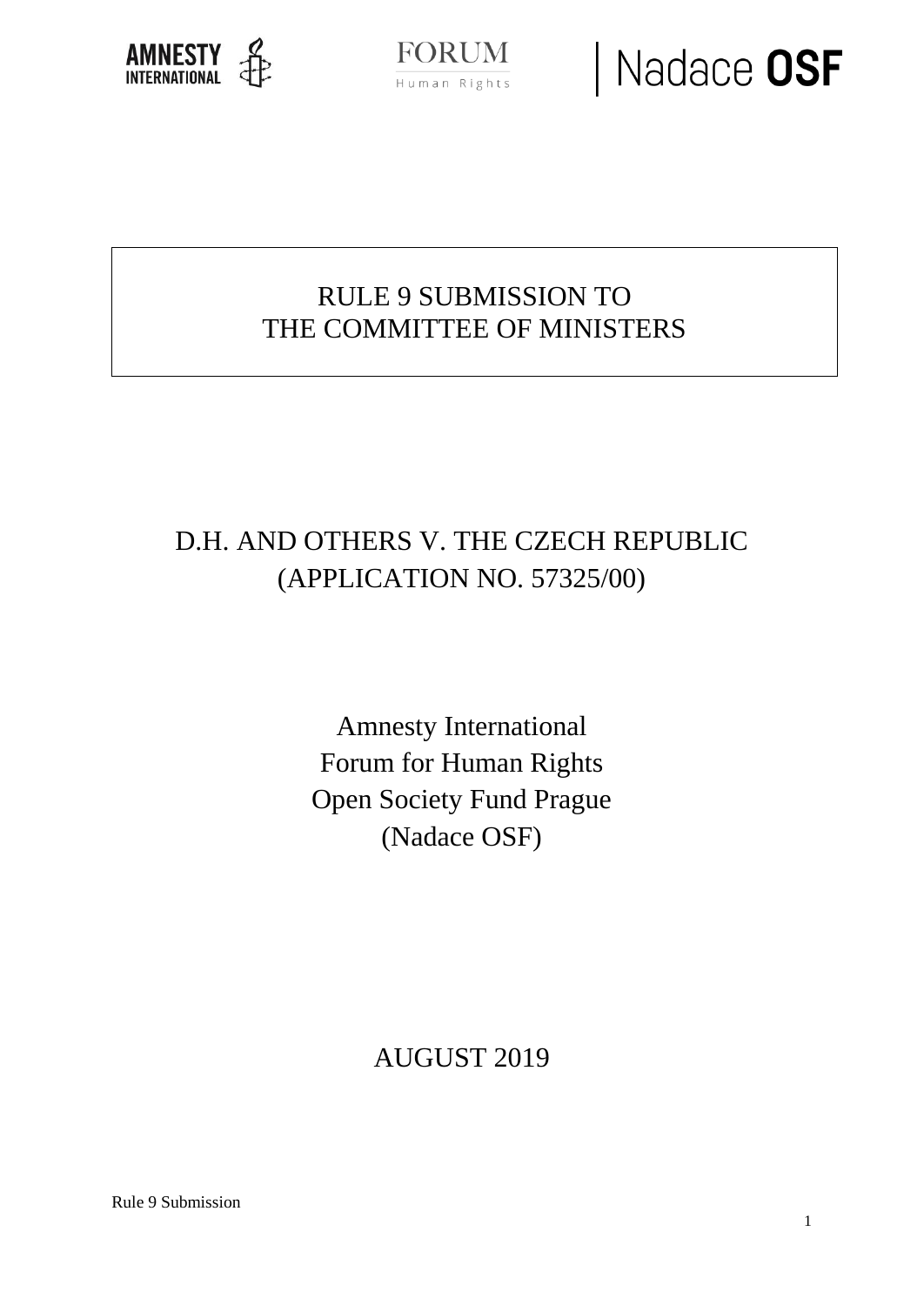AMNESTY INTERNATIONAL

FORUM Human Rights

Nadace **OSF**

# RULE 9 SUBMISSION TO THE COMMITTEE OF MINISTERS

## D.H. AND OTHERS V. THE CZECH REPUBLIC (APPLICATION NO. 57325/00)

Amnesty International
Forum for Human Rights
Open Society Fund Prague
(Nadace OSF)

AUGUST 2019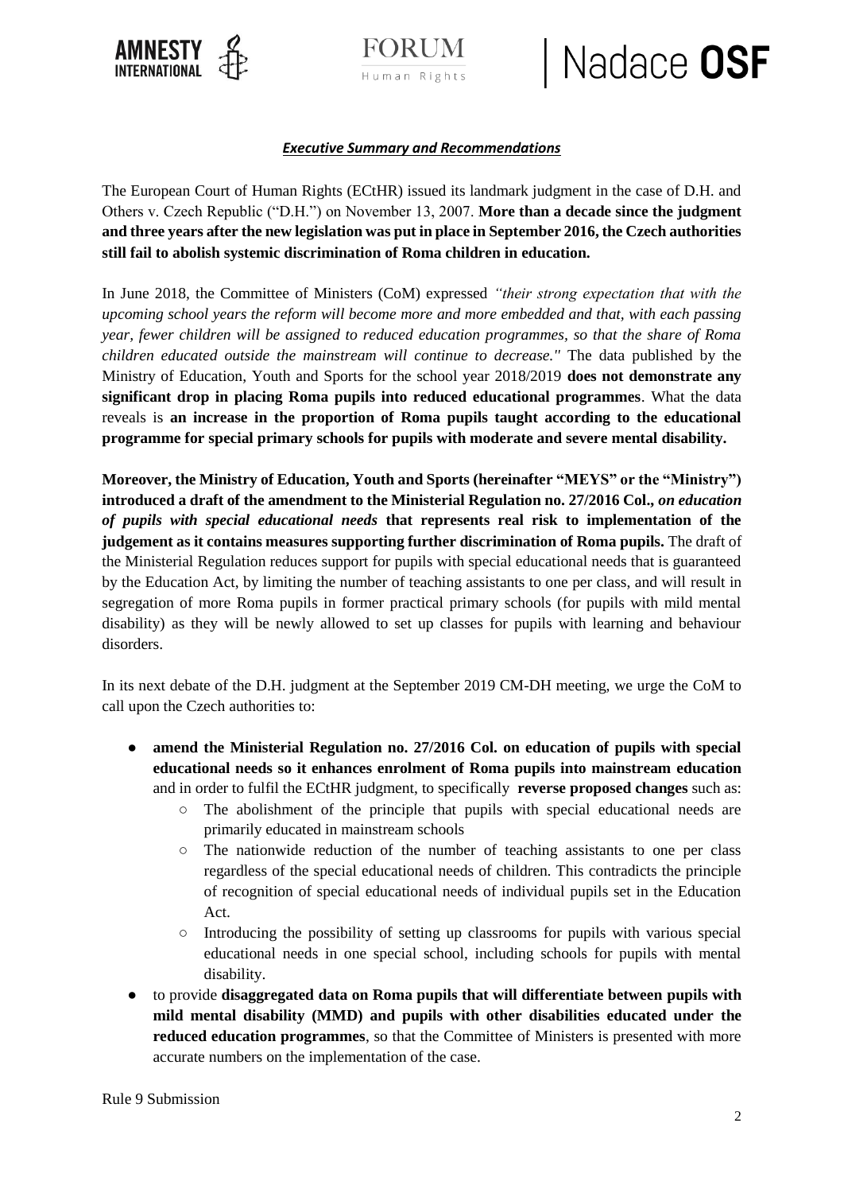***Executive Summary and Recommendations***

The European Court of Human Rights (ECtHR) issued its landmark judgment in the case of D.H. and Others v. Czech Republic ("D.H.") on November 13, 2007. **More than a decade since the judgment and three years after the new legislation was put in place in September 2016, the Czech authorities still fail to abolish systemic discrimination of Roma children in education.**

In June 2018, the Committee of Ministers (CoM) expressed *"their strong expectation that with the upcoming school years the reform will become more and more embedded and that, with each passing year, fewer children will be assigned to reduced education programmes, so that the share of Roma children educated outside the mainstream will continue to decrease."* The data published by the Ministry of Education, Youth and Sports for the school year 2018/2019 **does not demonstrate any significant drop in placing Roma pupils into reduced educational programmes**. What the data reveals is **an increase in the proportion of Roma pupils taught according to the educational programme for special primary schools for pupils with moderate and severe mental disability.**

**Moreover, the Ministry of Education, Youth and Sports (hereinafter "MEYS" or the "Ministry") introduced a draft of the amendment to the Ministerial Regulation no. 27/2016 Col.,** ***on education of pupils with special educational needs*** **that represents real risk to implementation of the judgement as it contains measures supporting further discrimination of Roma pupils.** The draft of the Ministerial Regulation reduces support for pupils with special educational needs that is guaranteed by the Education Act, by limiting the number of teaching assistants to one per class, and will result in segregation of more Roma pupils in former practical primary schools (for pupils with mild mental disability) as they will be newly allowed to set up classes for pupils with learning and behaviour disorders.

In its next debate of the D.H. judgment at the September 2019 CM-DH meeting, we urge the CoM to call upon the Czech authorities to:

- **amend the Ministerial Regulation no. 27/2016 Col. on education of pupils with special educational needs so it enhances enrolment of Roma pupils into mainstream education** and in order to fulfil the ECtHR judgment, to specifically **reverse proposed changes** such as:
  - The abolishment of the principle that pupils with special educational needs are primarily educated in mainstream schools
  - The nationwide reduction of the number of teaching assistants to one per class regardless of the special educational needs of children. This contradicts the principle of recognition of special educational needs of individual pupils set in the Education Act.
  - Introducing the possibility of setting up classrooms for pupils with various special educational needs in one special school, including schools for pupils with mental disability.
- to provide **disaggregated data on Roma pupils that will differentiate between pupils with mild mental disability (MMD) and pupils with other disabilities educated under the reduced education programmes**, so that the Committee of Ministers is presented with more accurate numbers on the implementation of the case.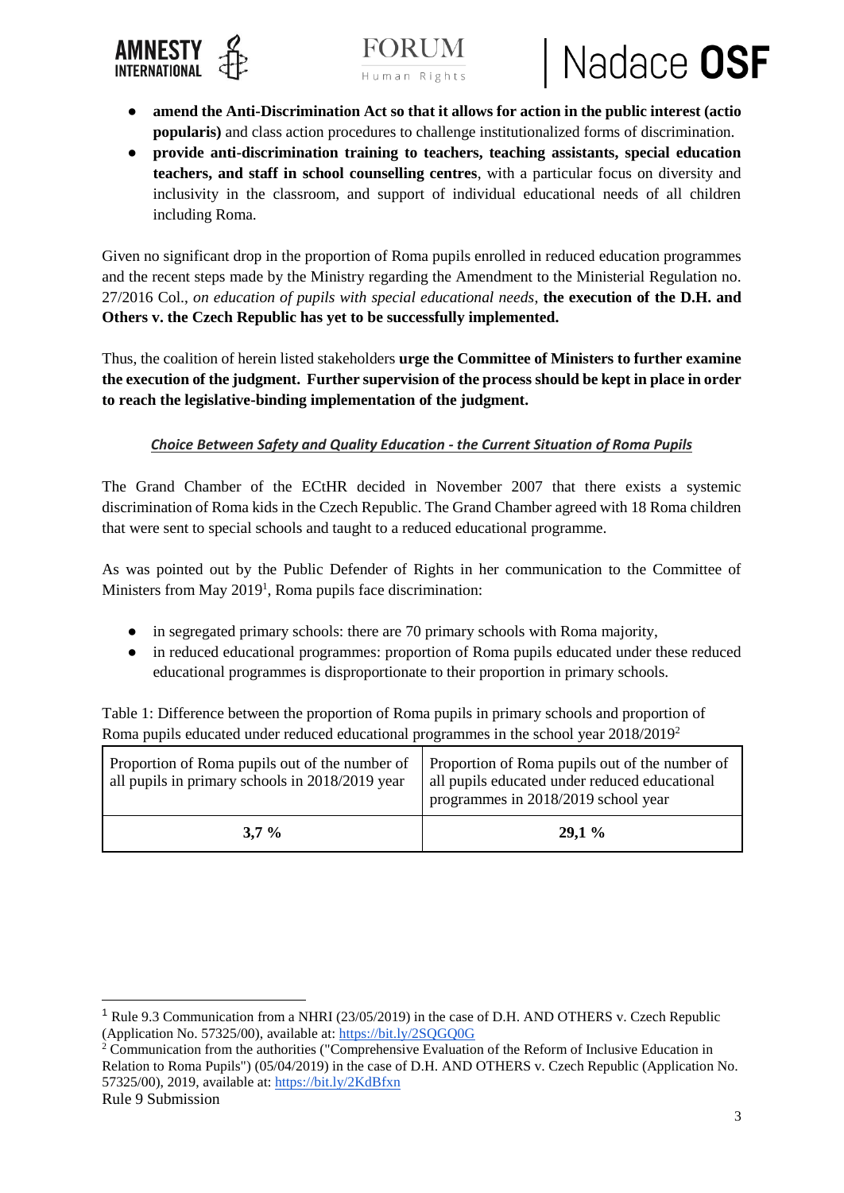- **amend the Anti-Discrimination Act so that it allows for action in the public interest (actio popularis)** and class action procedures to challenge institutionalized forms of discrimination.
- **provide anti-discrimination training to teachers, teaching assistants, special education teachers, and staff in school counselling centres**, with a particular focus on diversity and inclusivity in the classroom, and support of individual educational needs of all children including Roma.

Given no significant drop in the proportion of Roma pupils enrolled in reduced education programmes and the recent steps made by the Ministry regarding the Amendment to the Ministerial Regulation no. 27/2016 Col., *on education of pupils with special educational needs*, **the execution of the D.H. and Others v. the Czech Republic has yet to be successfully implemented.**

Thus, the coalition of herein listed stakeholders **urge the Committee of Ministers to further examine the execution of the judgment. Further supervision of the process should be kept in place in order to reach the legislative-binding implementation of the judgment.**

***Choice Between Safety and Quality Education - the Current Situation of Roma Pupils***

The Grand Chamber of the ECtHR decided in November 2007 that there exists a systemic discrimination of Roma kids in the Czech Republic. The Grand Chamber agreed with 18 Roma children that were sent to special schools and taught to a reduced educational programme.

As was pointed out by the Public Defender of Rights in her communication to the Committee of Ministers from May 2019[1], Roma pupils face discrimination:

- in segregated primary schools: there are 70 primary schools with Roma majority,
- in reduced educational programmes: proportion of Roma pupils educated under these reduced educational programmes is disproportionate to their proportion in primary schools.

Table 1: Difference between the proportion of Roma pupils in primary schools and proportion of Roma pupils educated under reduced educational programmes in the school year 2018/2019[2]

| Proportion of Roma pupils out of the number of all pupils in primary schools in 2018/2019 year | Proportion of Roma pupils out of the number of all pupils educated under reduced educational programmes in 2018/2019 school year |
|---|---|
| **3,7 %** | **29,1 %** |

[1] Rule 9.3 Communication from a NHRI (23/05/2019) in the case of D.H. AND OTHERS v. Czech Republic (Application No. 57325/00), available at: https://bit.ly/2SQGQ0G

[2] Communication from the authorities ("Comprehensive Evaluation of the Reform of Inclusive Education in Relation to Roma Pupils") (05/04/2019) in the case of D.H. AND OTHERS v. Czech Republic (Application No. 57325/00), 2019, available at: https://bit.ly/2KdBfxn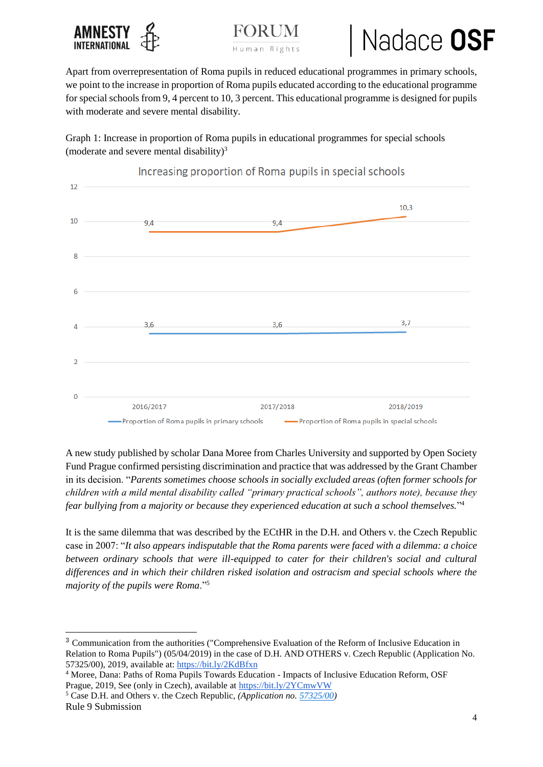Apart from overrepresentation of Roma pupils in reduced educational programmes in primary schools, we point to the increase in proportion of Roma pupils educated according to the educational programme for special schools from 9, 4 percent to 10, 3 percent. This educational programme is designed for pupils with moderate and severe mental disability.

Graph 1: Increase in proportion of Roma pupils in educational programmes for special schools (moderate and severe mental disability)[3]

**Increasing proportion of Roma pupils in special schools**

| | 2016/2017 | 2017/2018 | 2018/2019 |
|---|---|---|---|
| Proportion of Roma pupils in primary schools | 3,6 | 3,6 | 3,7 |
| Proportion of Roma pupils in special schools | 9,4 | 9,4 | 10,3 |

A new study published by scholar Dana Moree from Charles University and supported by Open Society Fund Prague confirmed persisting discrimination and practice that was addressed by the Grant Chamber in its decision. "*Parents sometimes choose schools in socially excluded areas (often former schools for children with a mild mental disability called "primary practical schools", authors note), because they fear bullying from a majority or because they experienced education at such a school themselves.*"[4]

It is the same dilemma that was described by the ECtHR in the D.H. and Others v. the Czech Republic case in 2007: "*It also appears indisputable that the Roma parents were faced with a dilemma: a choice between ordinary schools that were ill-equipped to cater for their children's social and cultural differences and in which their children risked isolation and ostracism and special schools where the majority of the pupils were Roma*."[5]

---

[3] Communication from the authorities ("Comprehensive Evaluation of the Reform of Inclusive Education in Relation to Roma Pupils") (05/04/2019) in the case of D.H. AND OTHERS v. Czech Republic (Application No. 57325/00), 2019, available at: https://bit.ly/2KdBfxn

[4] Moree, Dana: Paths of Roma Pupils Towards Education - Impacts of Inclusive Education Reform, OSF Prague, 2019, See (only in Czech), available at https://bit.ly/2YCmwVW

[5] Case D.H. and Others v. the Czech Republic, *(Application no. 57325/00)*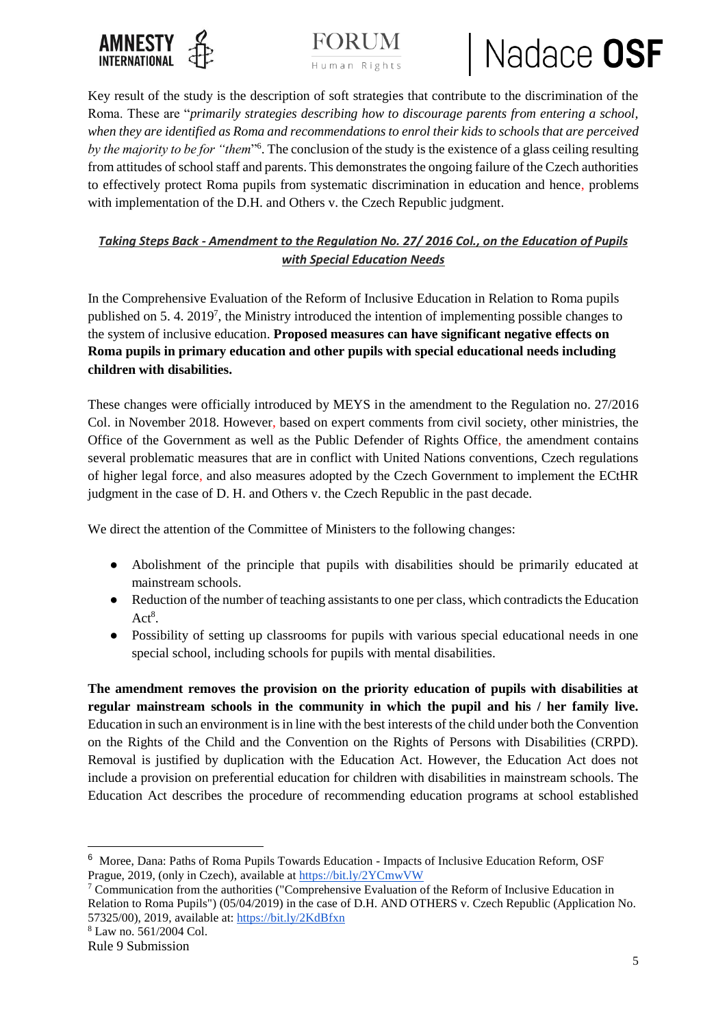Key result of the study is the description of soft strategies that contribute to the discrimination of the Roma. These are "*primarily strategies describing how to discourage parents from entering a school, when they are identified as Roma and recommendations to enrol their kids to schools that are perceived by the majority to be for "them*"[6]. The conclusion of the study is the existence of a glass ceiling resulting from attitudes of school staff and parents. This demonstrates the ongoing failure of the Czech authorities to effectively protect Roma pupils from systematic discrimination in education and hence, problems with implementation of the D.H. and Others v. the Czech Republic judgment.

### ***Taking Steps Back - Amendment to the Regulation No. 27/ 2016 Col., on the Education of Pupils with Special Education Needs***

In the Comprehensive Evaluation of the Reform of Inclusive Education in Relation to Roma pupils published on 5. 4. 2019[7], the Ministry introduced the intention of implementing possible changes to the system of inclusive education. **Proposed measures can have significant negative effects on Roma pupils in primary education and other pupils with special educational needs including children with disabilities.**

These changes were officially introduced by MEYS in the amendment to the Regulation no. 27/2016 Col. in November 2018. However, based on expert comments from civil society, other ministries, the Office of the Government as well as the Public Defender of Rights Office, the amendment contains several problematic measures that are in conflict with United Nations conventions, Czech regulations of higher legal force, and also measures adopted by the Czech Government to implement the ECtHR judgment in the case of D. H. and Others v. the Czech Republic in the past decade.

We direct the attention of the Committee of Ministers to the following changes:

- Abolishment of the principle that pupils with disabilities should be primarily educated at mainstream schools.
- Reduction of the number of teaching assistants to one per class, which contradicts the Education Act[8].
- Possibility of setting up classrooms for pupils with various special educational needs in one special school, including schools for pupils with mental disabilities.

**The amendment removes the provision on the priority education of pupils with disabilities at regular mainstream schools in the community in which the pupil and his / her family live.** Education in such an environment is in line with the best interests of the child under both the Convention on the Rights of the Child and the Convention on the Rights of Persons with Disabilities (CRPD). Removal is justified by duplication with the Education Act. However, the Education Act does not include a provision on preferential education for children with disabilities in mainstream schools. The Education Act describes the procedure of recommending education programs at school established

---

[6] Moree, Dana: Paths of Roma Pupils Towards Education - Impacts of Inclusive Education Reform, OSF Prague, 2019, (only in Czech), available at https://bit.ly/2YCmwVW

[7] Communication from the authorities ("Comprehensive Evaluation of the Reform of Inclusive Education in Relation to Roma Pupils") (05/04/2019) in the case of D.H. AND OTHERS v. Czech Republic (Application No. 57325/00), 2019, available at: https://bit.ly/2KdBfxn

[8] Law no. 561/2004 Col.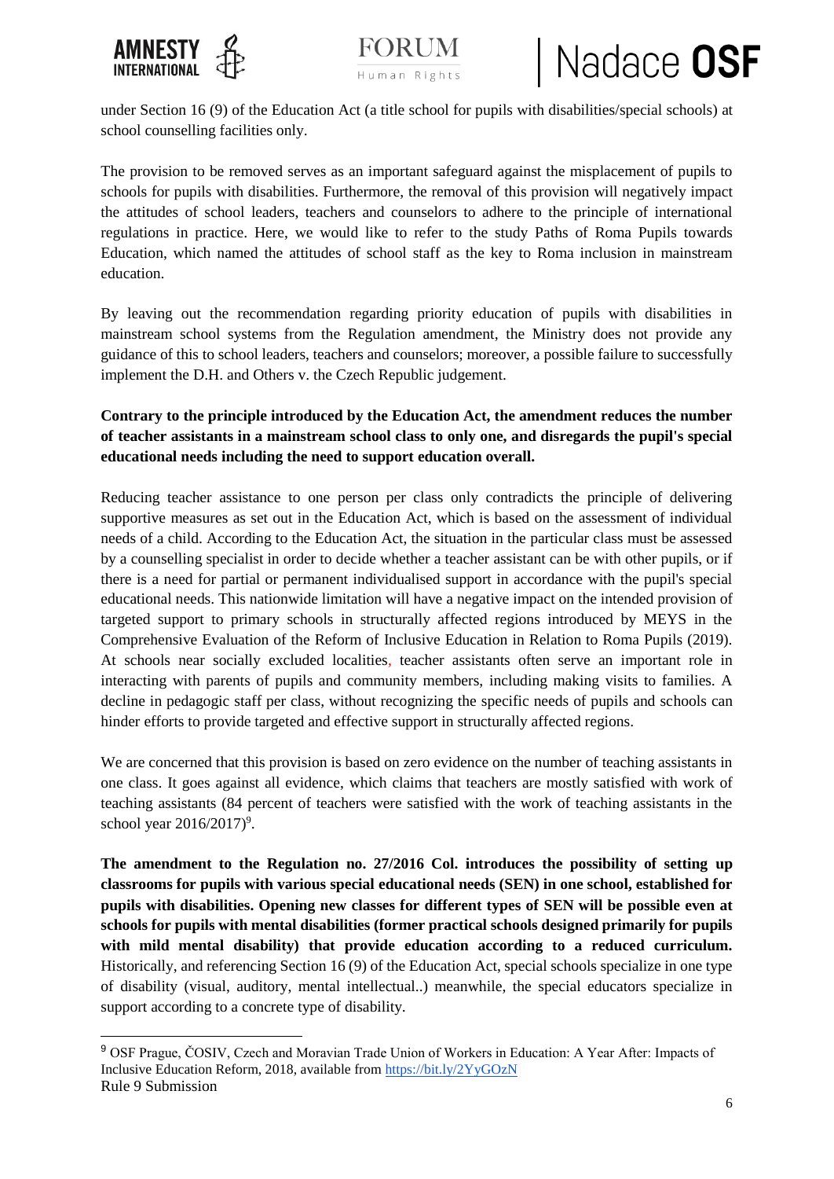under Section 16 (9) of the Education Act (a title school for pupils with disabilities/special schools) at school counselling facilities only.

The provision to be removed serves as an important safeguard against the misplacement of pupils to schools for pupils with disabilities. Furthermore, the removal of this provision will negatively impact the attitudes of school leaders, teachers and counselors to adhere to the principle of international regulations in practice. Here, we would like to refer to the study Paths of Roma Pupils towards Education, which named the attitudes of school staff as the key to Roma inclusion in mainstream education.

By leaving out the recommendation regarding priority education of pupils with disabilities in mainstream school systems from the Regulation amendment, the Ministry does not provide any guidance of this to school leaders, teachers and counselors; moreover, a possible failure to successfully implement the D.H. and Others v. the Czech Republic judgement.

**Contrary to the principle introduced by the Education Act, the amendment reduces the number of teacher assistants in a mainstream school class to only one, and disregards the pupil's special educational needs including the need to support education overall.**

Reducing teacher assistance to one person per class only contradicts the principle of delivering supportive measures as set out in the Education Act, which is based on the assessment of individual needs of a child. According to the Education Act, the situation in the particular class must be assessed by a counselling specialist in order to decide whether a teacher assistant can be with other pupils, or if there is a need for partial or permanent individualised support in accordance with the pupil's special educational needs. This nationwide limitation will have a negative impact on the intended provision of targeted support to primary schools in structurally affected regions introduced by MEYS in the Comprehensive Evaluation of the Reform of Inclusive Education in Relation to Roma Pupils (2019). At schools near socially excluded localities, teacher assistants often serve an important role in interacting with parents of pupils and community members, including making visits to families. A decline in pedagogic staff per class, without recognizing the specific needs of pupils and schools can hinder efforts to provide targeted and effective support in structurally affected regions.

We are concerned that this provision is based on zero evidence on the number of teaching assistants in one class. It goes against all evidence, which claims that teachers are mostly satisfied with work of teaching assistants (84 percent of teachers were satisfied with the work of teaching assistants in the school year 2016/2017)[9].

**The amendment to the Regulation no. 27/2016 Col. introduces the possibility of setting up classrooms for pupils with various special educational needs (SEN) in one school, established for pupils with disabilities. Opening new classes for different types of SEN will be possible even at schools for pupils with mental disabilities (former practical schools designed primarily for pupils with mild mental disability) that provide education according to a reduced curriculum.** Historically, and referencing Section 16 (9) of the Education Act, special schools specialize in one type of disability (visual, auditory, mental intellectual..) meanwhile, the special educators specialize in support according to a concrete type of disability.

[9] OSF Prague, ČOSIV, Czech and Moravian Trade Union of Workers in Education: A Year After: Impacts of Inclusive Education Reform, 2018, available from https://bit.ly/2YyGOzN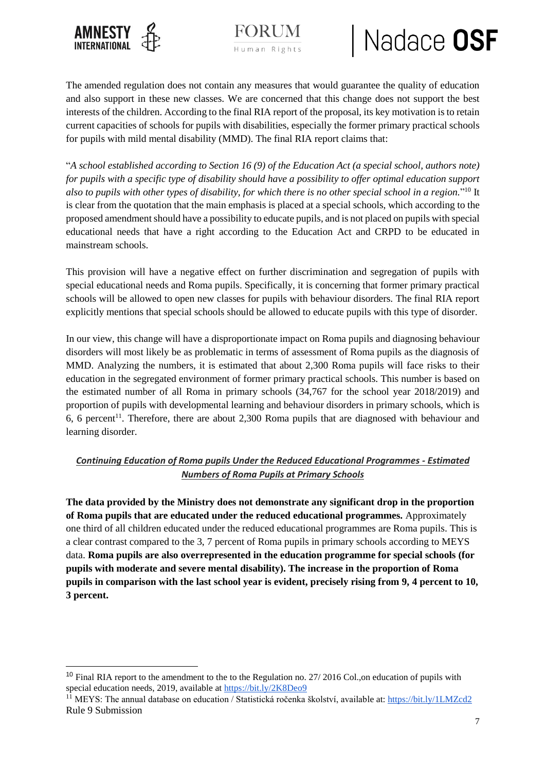The amended regulation does not contain any measures that would guarantee the quality of education and also support in these new classes. We are concerned that this change does not support the best interests of the children. According to the final RIA report of the proposal, its key motivation is to retain current capacities of schools for pupils with disabilities, especially the former primary practical schools for pupils with mild mental disability (MMD). The final RIA report claims that:

"*A school established according to Section 16 (9) of the Education Act (a special school, authors note) for pupils with a specific type of disability should have a possibility to offer optimal education support also to pupils with other types of disability, for which there is no other special school in a region.*"[10] It is clear from the quotation that the main emphasis is placed at a special schools, which according to the proposed amendment should have a possibility to educate pupils, and is not placed on pupils with special educational needs that have a right according to the Education Act and CRPD to be educated in mainstream schools.

This provision will have a negative effect on further discrimination and segregation of pupils with special educational needs and Roma pupils. Specifically, it is concerning that former primary practical schools will be allowed to open new classes for pupils with behaviour disorders. The final RIA report explicitly mentions that special schools should be allowed to educate pupils with this type of disorder.

In our view, this change will have a disproportionate impact on Roma pupils and diagnosing behaviour disorders will most likely be as problematic in terms of assessment of Roma pupils as the diagnosis of MMD. Analyzing the numbers, it is estimated that about 2,300 Roma pupils will face risks to their education in the segregated environment of former primary practical schools. This number is based on the estimated number of all Roma in primary schools (34,767 for the school year 2018/2019) and proportion of pupils with developmental learning and behaviour disorders in primary schools, which is 6, 6 percent[11]. Therefore, there are about 2,300 Roma pupils that are diagnosed with behaviour and learning disorder.

***Continuing Education of Roma pupils Under the Reduced Educational Programmes - Estimated Numbers of Roma Pupils at Primary Schools***

**The data provided by the Ministry does not demonstrate any significant drop in the proportion of Roma pupils that are educated under the reduced educational programmes.** Approximately one third of all children educated under the reduced educational programmes are Roma pupils. This is a clear contrast compared to the 3, 7 percent of Roma pupils in primary schools according to MEYS data. **Roma pupils are also overrepresented in the education programme for special schools (for pupils with moderate and severe mental disability). The increase in the proportion of Roma pupils in comparison with the last school year is evident, precisely rising from 9, 4 percent to 10, 3 percent.**

---

[10] Final RIA report to the amendment to the to the Regulation no. 27/ 2016 Col.,on education of pupils with special education needs, 2019, available at https://bit.ly/2K8Deo9

[11] MEYS: The annual database on education / Statistická ročenka školství, available at: https://bit.ly/1LMZcd2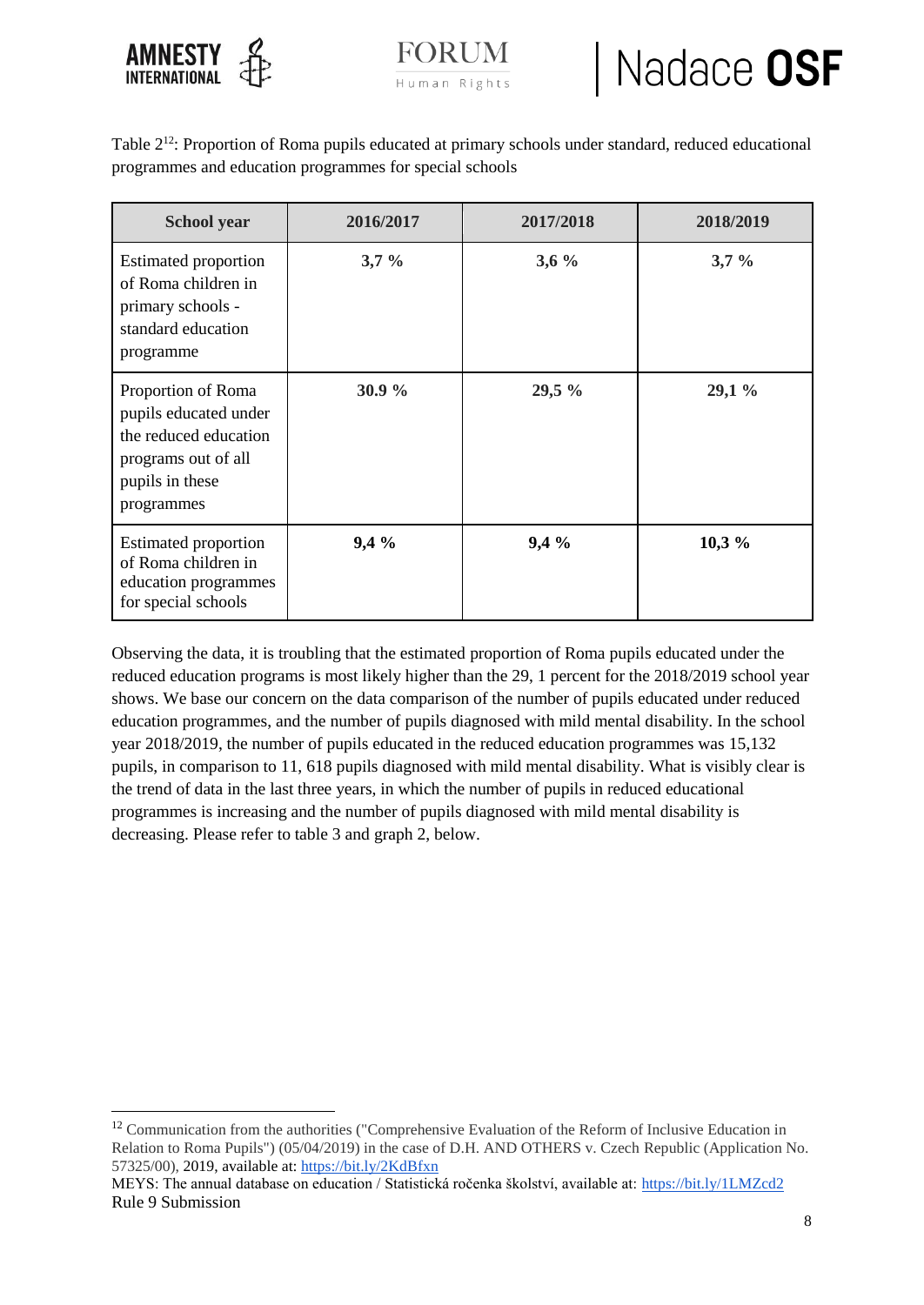Table 2[12]: Proportion of Roma pupils educated at primary schools under standard, reduced educational programmes and education programmes for special schools

| School year | 2016/2017 | 2017/2018 | 2018/2019 |
|---|---|---|---|
| Estimated proportion of Roma children in primary schools - standard education programme | **3,7 %** | **3,6 %** | **3,7 %** |
| Proportion of Roma pupils educated under the reduced education programs out of all pupils in these programmes | **30.9 %** | **29,5 %** | **29,1 %** |
| Estimated proportion of Roma children in education programmes for special schools | **9,4 %** | **9,4 %** | **10,3 %** |

Observing the data, it is troubling that the estimated proportion of Roma pupils educated under the reduced education programs is most likely higher than the 29, 1 percent for the 2018/2019 school year shows. We base our concern on the data comparison of the number of pupils educated under reduced education programmes, and the number of pupils diagnosed with mild mental disability. In the school year 2018/2019, the number of pupils educated in the reduced education programmes was 15,132 pupils, in comparison to 11, 618 pupils diagnosed with mild mental disability. What is visibly clear is the trend of data in the last three years, in which the number of pupils in reduced educational programmes is increasing and the number of pupils diagnosed with mild mental disability is decreasing. Please refer to table 3 and graph 2, below.

[12] Communication from the authorities ("Comprehensive Evaluation of the Reform of Inclusive Education in Relation to Roma Pupils") (05/04/2019) in the case of D.H. AND OTHERS v. Czech Republic (Application No. 57325/00), 2019, available at: https://bit.ly/2KdBfxn
MEYS: The annual database on education / Statistická ročenka školství, available at: https://bit.ly/1LMZcd2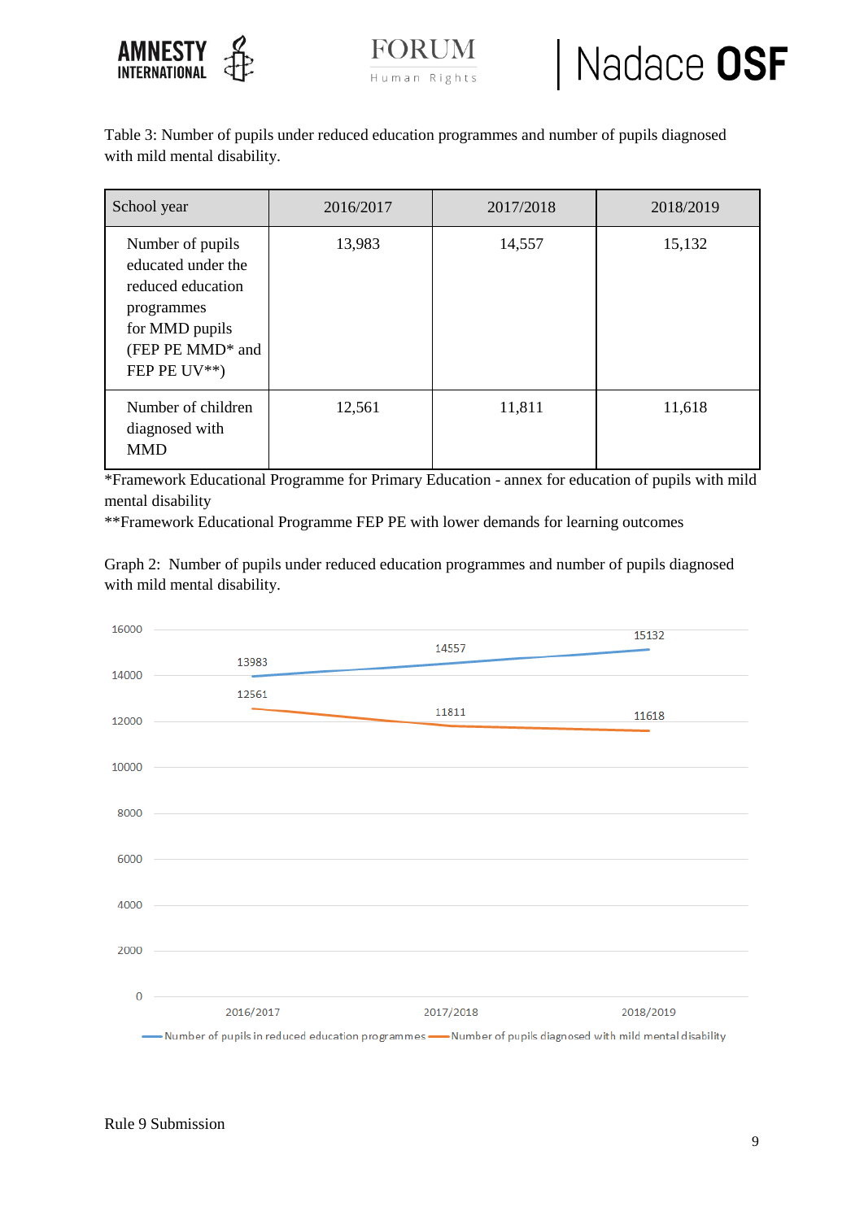Table 3: Number of pupils under reduced education programmes and number of pupils diagnosed with mild mental disability.

| School year | 2016/2017 | 2017/2018 | 2018/2019 |
|---|---|---|---|
| Number of pupils educated under the reduced education programmes for MMD pupils (FEP PE MMD* and FEP PE UV**) | 13,983 | 14,557 | 15,132 |
| Number of children diagnosed with MMD | 12,561 | 11,811 | 11,618 |

*Framework Educational Programme for Primary Education - annex for education of pupils with mild mental disability

**Framework Educational Programme FEP PE with lower demands for learning outcomes

Graph 2: Number of pupils under reduced education programmes and number of pupils diagnosed with mild mental disability.

| | 2016/2017 | 2017/2018 | 2018/2019 |
|---|---|---|---|
| Number of pupils in reduced education programmes | 13983 | 14557 | 15132 |
| Number of pupils diagnosed with mild mental disability | 12561 | 11811 | 11618 |

Rule 9 Submission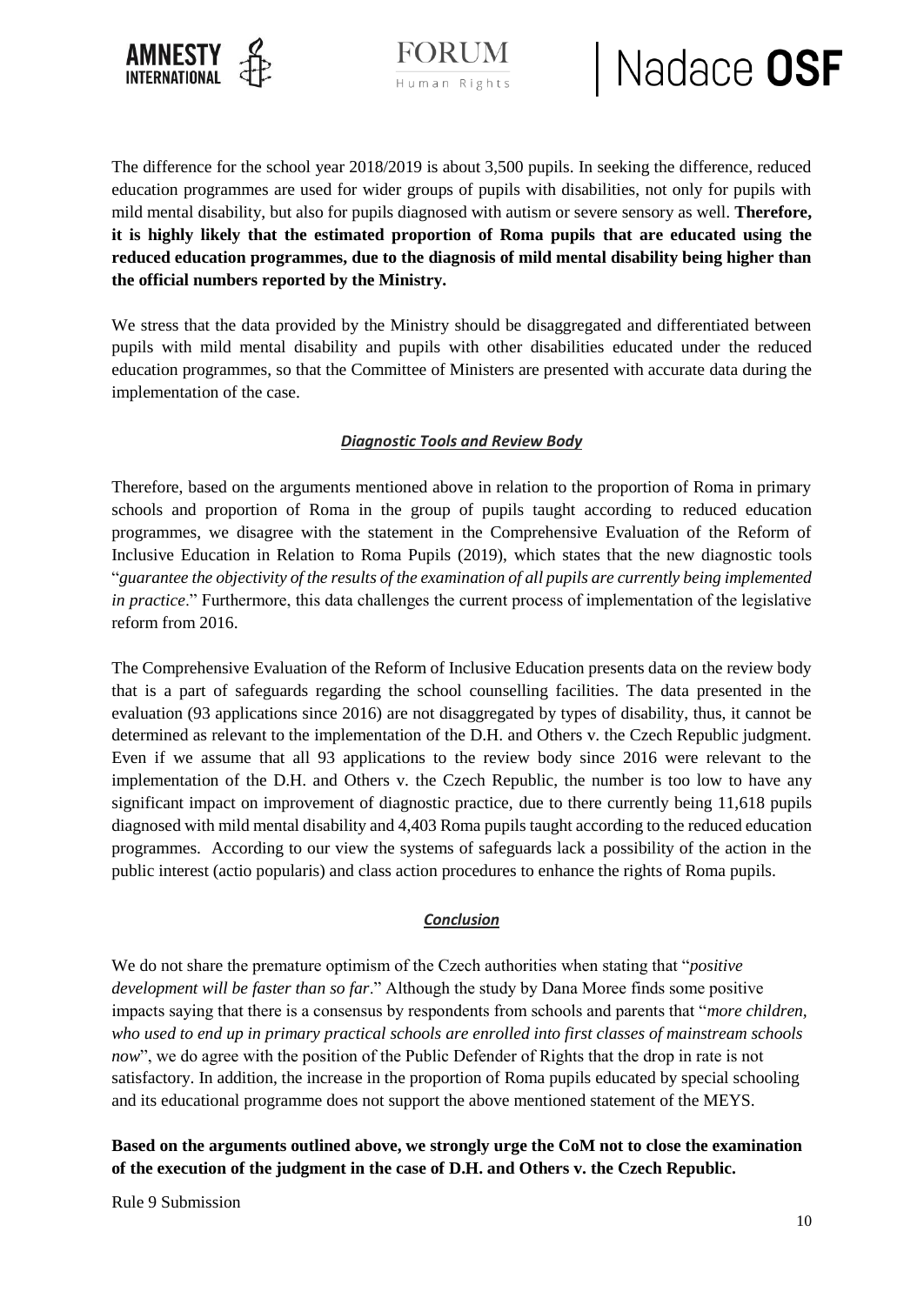The difference for the school year 2018/2019 is about 3,500 pupils. In seeking the difference, reduced education programmes are used for wider groups of pupils with disabilities, not only for pupils with mild mental disability, but also for pupils diagnosed with autism or severe sensory as well. **Therefore, it is highly likely that the estimated proportion of Roma pupils that are educated using the reduced education programmes, due to the diagnosis of mild mental disability being higher than the official numbers reported by the Ministry.**

We stress that the data provided by the Ministry should be disaggregated and differentiated between pupils with mild mental disability and pupils with other disabilities educated under the reduced education programmes, so that the Committee of Ministers are presented with accurate data during the implementation of the case.

### ***Diagnostic Tools and Review Body***

Therefore, based on the arguments mentioned above in relation to the proportion of Roma in primary schools and proportion of Roma in the group of pupils taught according to reduced education programmes, we disagree with the statement in the Comprehensive Evaluation of the Reform of Inclusive Education in Relation to Roma Pupils (2019), which states that the new diagnostic tools "*guarantee the objectivity of the results of the examination of all pupils are currently being implemented in practice*." Furthermore, this data challenges the current process of implementation of the legislative reform from 2016.

The Comprehensive Evaluation of the Reform of Inclusive Education presents data on the review body that is a part of safeguards regarding the school counselling facilities. The data presented in the evaluation (93 applications since 2016) are not disaggregated by types of disability, thus, it cannot be determined as relevant to the implementation of the D.H. and Others v. the Czech Republic judgment. Even if we assume that all 93 applications to the review body since 2016 were relevant to the implementation of the D.H. and Others v. the Czech Republic, the number is too low to have any significant impact on improvement of diagnostic practice, due to there currently being 11,618 pupils diagnosed with mild mental disability and 4,403 Roma pupils taught according to the reduced education programmes. According to our view the systems of safeguards lack a possibility of the action in the public interest (actio popularis) and class action procedures to enhance the rights of Roma pupils.

### ***Conclusion***

We do not share the premature optimism of the Czech authorities when stating that "*positive development will be faster than so far*." Although the study by Dana Moree finds some positive impacts saying that there is a consensus by respondents from schools and parents that "*more children, who used to end up in primary practical schools are enrolled into first classes of mainstream schools now*", we do agree with the position of the Public Defender of Rights that the drop in rate is not satisfactory. In addition, the increase in the proportion of Roma pupils educated by special schooling and its educational programme does not support the above mentioned statement of the MEYS.

**Based on the arguments outlined above, we strongly urge the CoM not to close the examination of the execution of the judgment in the case of D.H. and Others v. the Czech Republic.**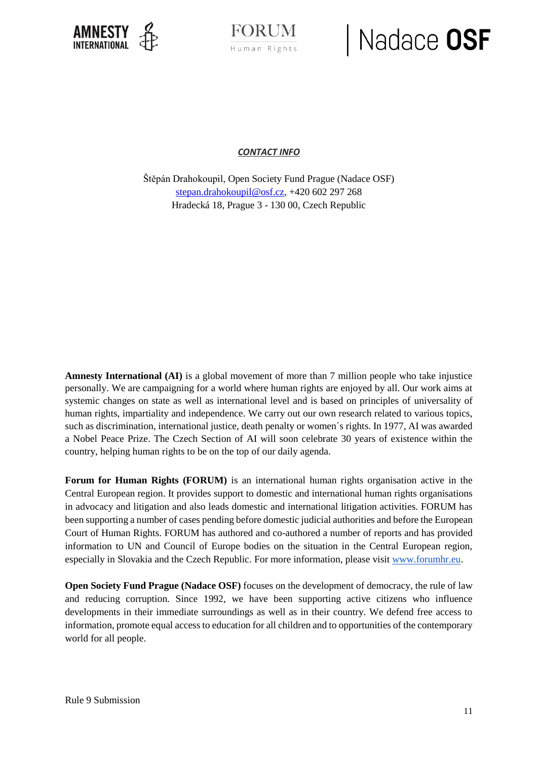***CONTACT INFO***

Štěpán Drahokoupil, Open Society Fund Prague (Nadace OSF)
stepan.drahokoupil@osf.cz, +420 602 297 268
Hradecká 18, Prague 3 - 130 00, Czech Republic

**Amnesty International (AI)** is a global movement of more than 7 million people who take injustice personally. We are campaigning for a world where human rights are enjoyed by all. Our work aims at systemic changes on state as well as international level and is based on principles of universality of human rights, impartiality and independence. We carry out our own research related to various topics, such as discrimination, international justice, death penalty or women´s rights. In 1977, AI was awarded a Nobel Peace Prize. The Czech Section of AI will soon celebrate 30 years of existence within the country, helping human rights to be on the top of our daily agenda.

**Forum for Human Rights (FORUM)** is an international human rights organisation active in the Central European region. It provides support to domestic and international human rights organisations in advocacy and litigation and also leads domestic and international litigation activities. FORUM has been supporting a number of cases pending before domestic judicial authorities and before the European Court of Human Rights. FORUM has authored and co-authored a number of reports and has provided information to UN and Council of Europe bodies on the situation in the Central European region, especially in Slovakia and the Czech Republic. For more information, please visit www.forumhr.eu.

**Open Society Fund Prague (Nadace OSF)** focuses on the development of democracy, the rule of law and reducing corruption. Since 1992, we have been supporting active citizens who influence developments in their immediate surroundings as well as in their country. We defend free access to information, promote equal access to education for all children and to opportunities of the contemporary world for all people.